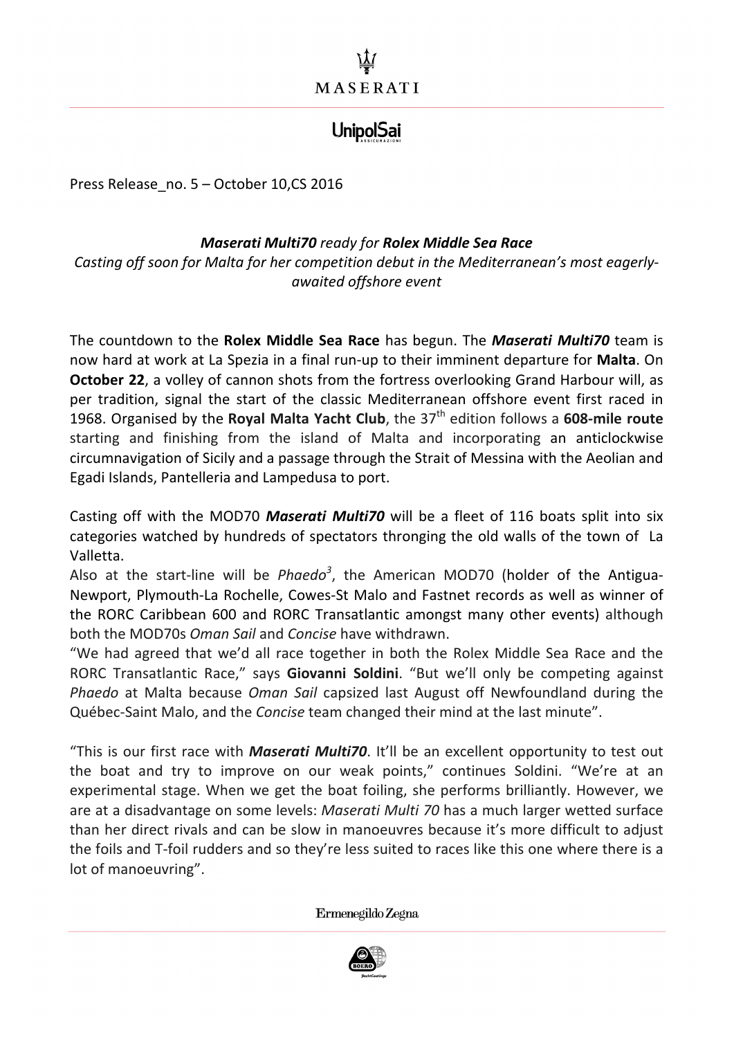MASERATI

UnipolSai

Press Release_no. 5 – October 10,CS 2016

### ***Maserati Multi70*** *ready for* ***Rolex Middle Sea Race***

*Casting off soon for Malta for her competition debut in the Mediterranean's most eagerly-awaited offshore event*

The countdown to the **Rolex Middle Sea Race** has begun. The ***Maserati Multi70*** team is now hard at work at La Spezia in a final run-up to their imminent departure for **Malta**. On **October 22**, a volley of cannon shots from the fortress overlooking Grand Harbour will, as per tradition, signal the start of the classic Mediterranean offshore event first raced in 1968. Organised by the **Royal Malta Yacht Club**, the 37th edition follows a **608-mile route** starting and finishing from the island of Malta and incorporating an anticlockwise circumnavigation of Sicily and a passage through the Strait of Messina with the Aeolian and Egadi Islands, Pantelleria and Lampedusa to port.

Casting off with the MOD70 ***Maserati Multi70*** will be a fleet of 116 boats split into six categories watched by hundreds of spectators thronging the old walls of the town of La Valletta.

Also at the start-line will be *Phaedo*[3], the American MOD70 (holder of the Antigua-Newport, Plymouth-La Rochelle, Cowes-St Malo and Fastnet records as well as winner of the RORC Caribbean 600 and RORC Transatlantic amongst many other events) although both the MOD70s *Oman Sail* and *Concise* have withdrawn.

"We had agreed that we'd all race together in both the Rolex Middle Sea Race and the RORC Transatlantic Race," says **Giovanni Soldini**. "But we'll only be competing against *Phaedo* at Malta because *Oman Sail* capsized last August off Newfoundland during the Québec-Saint Malo, and the *Concise* team changed their mind at the last minute".

"This is our first race with ***Maserati Multi70***. It'll be an excellent opportunity to test out the boat and try to improve on our weak points," continues Soldini. "We're at an experimental stage. When we get the boat foiling, she performs brilliantly. However, we are at a disadvantage on some levels: *Maserati Multi 70* has a much larger wetted surface than her direct rivals and can be slow in manoeuvres because it's more difficult to adjust the foils and T-foil rudders and so they're less suited to races like this one where there is a lot of manoeuvring".

Ermenegildo Zegna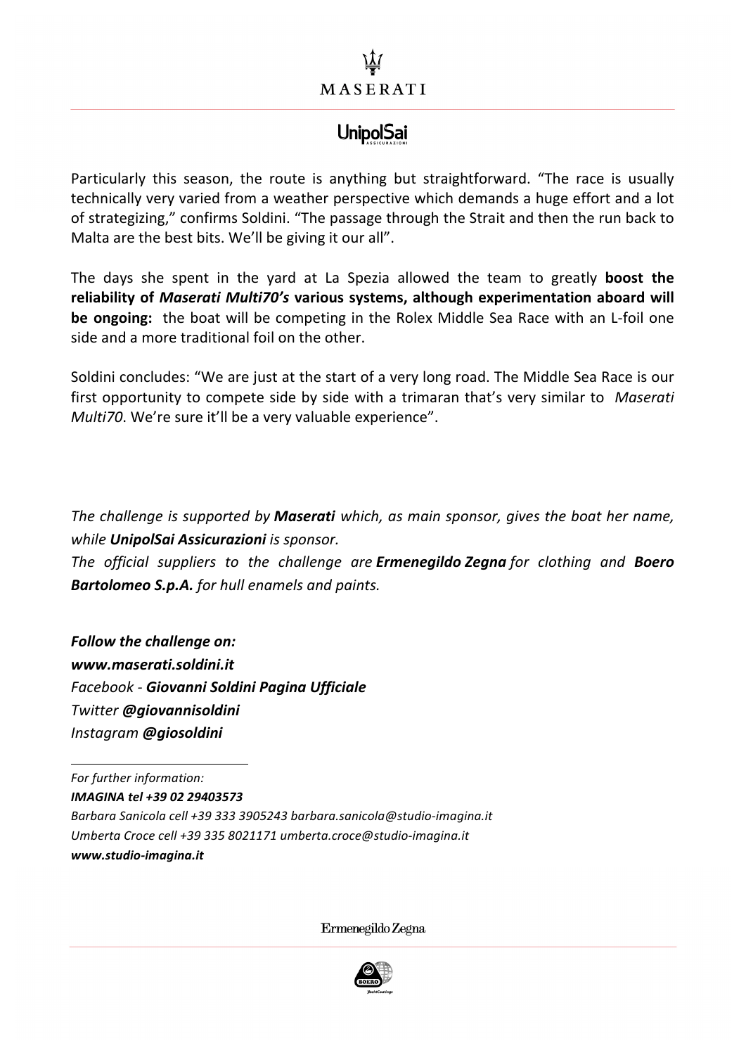Particularly this season, the route is anything but straightforward. "The race is usually technically very varied from a weather perspective which demands a huge effort and a lot of strategizing," confirms Soldini. "The passage through the Strait and then the run back to Malta are the best bits. We'll be giving it our all".

The days she spent in the yard at La Spezia allowed the team to greatly **boost the reliability of *Maserati Multi70's* various systems, although experimentation aboard will be ongoing:** the boat will be competing in the Rolex Middle Sea Race with an L-foil one side and a more traditional foil on the other.

Soldini concludes: "We are just at the start of a very long road. The Middle Sea Race is our first opportunity to compete side by side with a trimaran that's very similar to *Maserati Multi70*. We're sure it'll be a very valuable experience".

*The challenge is supported by **Maserati** which, as main sponsor, gives the boat her name, while **UnipolSai Assicurazioni** is sponsor.*
*The official suppliers to the challenge are **Ermenegildo Zegna** for clothing and **Boero Bartolomeo S.p.A.** for hull enamels and paints.*

***Follow the challenge on:***
***www.maserati.soldini.it***
*Facebook - **Giovanni Soldini Pagina Ufficiale***
*Twitter **@giovannisoldini***
*Instagram **@giosoldini***

*For further information:*
***IMAGINA tel +39 02 29403573***
*Barbara Sanicola cell +39 333 3905243 barbara.sanicola@studio-imagina.it*
*Umberta Croce cell +39 335 8021171 umberta.croce@studio-imagina.it*
***www.studio-imagina.it***